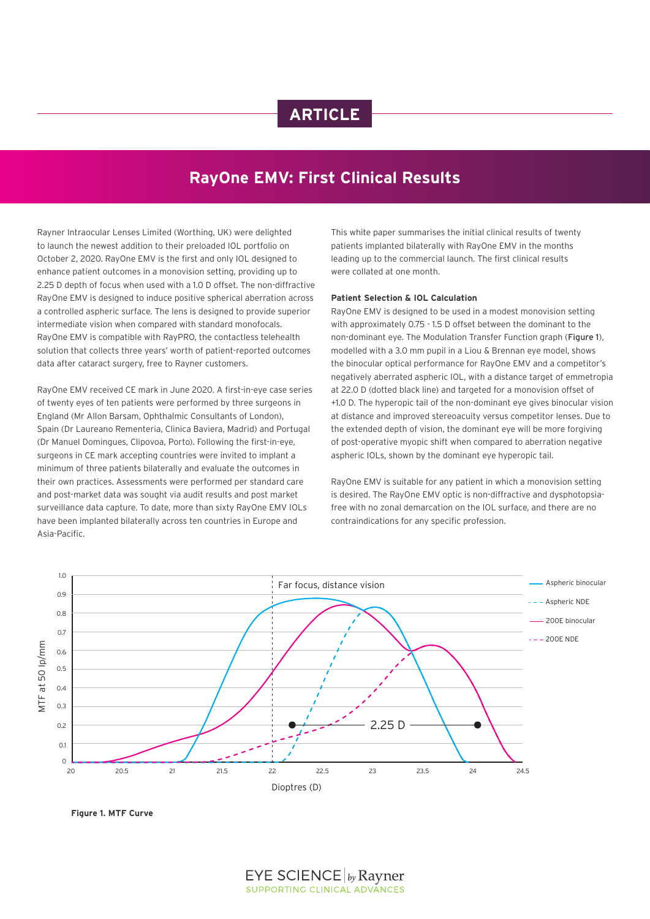ARTICLE

# RayOne EMV: First Clinical Results

Rayner Intraocular Lenses Limited (Worthing, UK) were delighted to launch the newest addition to their preloaded IOL portfolio on October 2, 2020. RayOne EMV is the first and only IOL designed to enhance patient outcomes in a monovision setting, providing up to 2.25 D depth of focus when used with a 1.0 D offset. The non-diffractive RayOne EMV is designed to induce positive spherical aberration across a controlled aspheric surface. The lens is designed to provide superior intermediate vision when compared with standard monofocals. RayOne EMV is compatible with RayPRO, the contactless telehealth solution that collects three years' worth of patient-reported outcomes data after cataract surgery, free to Rayner customers.

RayOne EMV received CE mark in June 2020. A first-in-eye case series of twenty eyes of ten patients were performed by three surgeons in England (Mr Allon Barsam, Ophthalmic Consultants of London), Spain (Dr Laureano Rementeria, Clinica Baviera, Madrid) and Portugal (Dr Manuel Domingues, Clipovoa, Porto). Following the first-in-eye, surgeons in CE mark accepting countries were invited to implant a minimum of three patients bilaterally and evaluate the outcomes in their own practices. Assessments were performed per standard care and post-market data was sought via audit results and post market surveillance data capture. To date, more than sixty RayOne EMV IOLs have been implanted bilaterally across ten countries in Europe and Asia-Pacific.

This white paper summarises the initial clinical results of twenty patients implanted bilaterally with RayOne EMV in the months leading up to the commercial launch. The first clinical results were collated at one month.

### Patient Selection & IOL Calculation

RayOne EMV is designed to be used in a modest monovision setting with approximately 0.75 - 1.5 D offset between the dominant to the non-dominant eye. The Modulation Transfer Function graph (Figure 1), modelled with a 3.0 mm pupil in a Liou & Brennan eye model, shows the binocular optical performance for RayOne EMV and a competitor's negatively aberrated aspheric IOL, with a distance target of emmetropia at 22.0 D (dotted black line) and targeted for a monovision offset of +1.0 D. The hyperopic tail of the non-dominant eye gives binocular vision at distance and improved stereoacuity versus competitor lenses. Due to the extended depth of vision, the dominant eye will be more forgiving of post-operative myopic shift when compared to aberration negative aspheric IOLs, shown by the dominant eye hyperopic tail.

RayOne EMV is suitable for any patient in which a monovision setting is desired. The RayOne EMV optic is non-diffractive and dysphotopsia-free with no zonal demarcation on the IOL surface, and there are no contraindications for any specific profession.

**Figure 1. MTF Curve**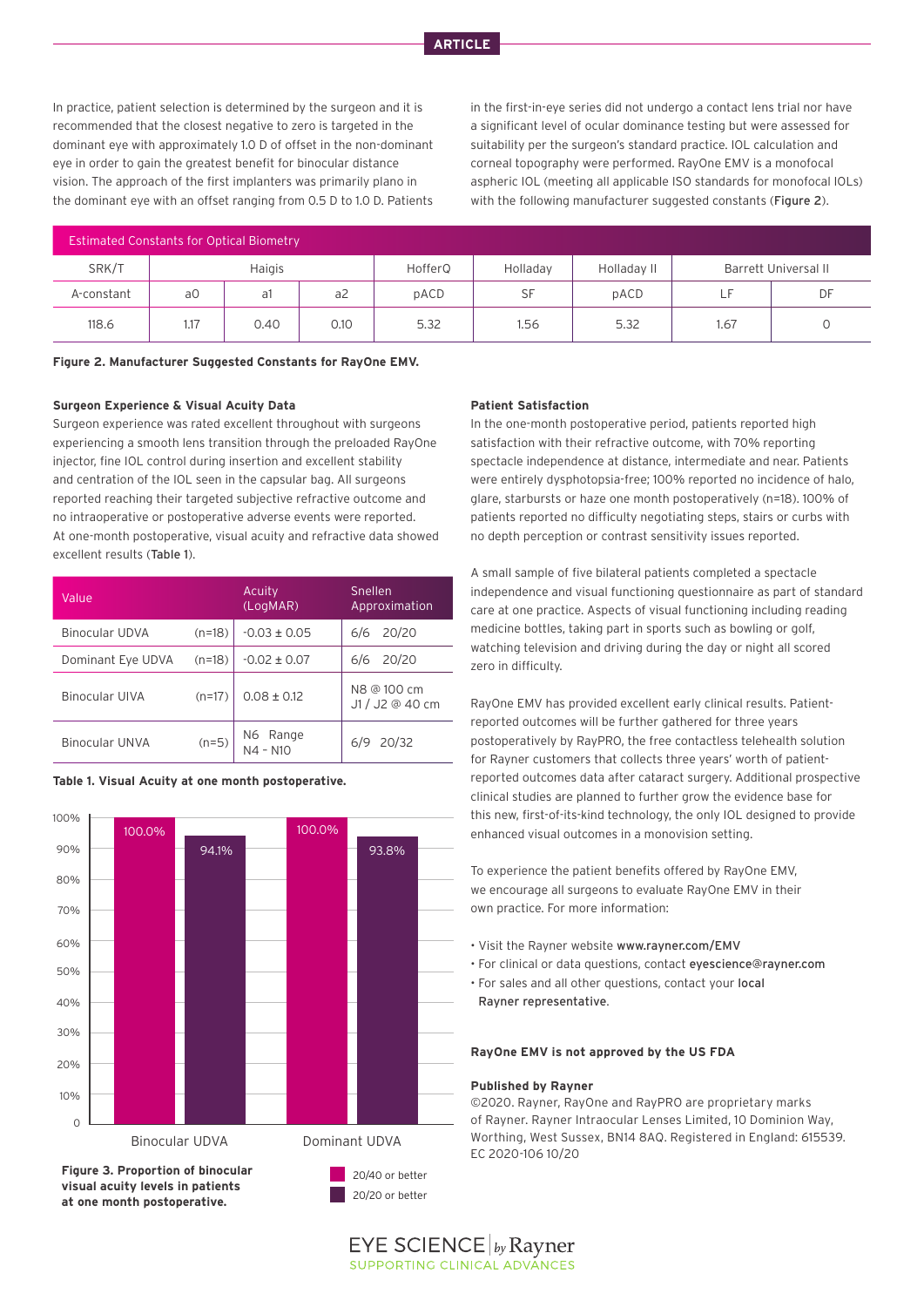In practice, patient selection is determined by the surgeon and it is recommended that the closest negative to zero is targeted in the dominant eye with approximately 1.0 D of offset in the non-dominant eye in order to gain the greatest benefit for binocular distance vision. The approach of the first implanters was primarily plano in the dominant eye with an offset ranging from 0.5 D to 1.0 D. Patients in the first-in-eye series did not undergo a contact lens trial nor have a significant level of ocular dominance testing but were assessed for suitability per the surgeon's standard practice. IOL calculation and corneal topography were performed. RayOne EMV is a monofocal aspheric IOL (meeting all applicable ISO standards for monofocal IOLs) with the following manufacturer suggested constants (Figure 2).

| Estimated Constants for Optical Biometry | | | | | | | | |
|---|---|---|---|---|---|---|---|---|
| SRK/T | Haigis | | | HofferQ | Holladay | Holladay II | Barrett Universal II | |
| A-constant | a0 | a1 | a2 | pACD | SF | pACD | LF | DF |
| 118.6 | 1.17 | 0.40 | 0.10 | 5.32 | 1.56 | 5.32 | 1.67 | 0 |

**Figure 2. Manufacturer Suggested Constants for RayOne EMV.**

#### Surgeon Experience & Visual Acuity Data

Surgeon experience was rated excellent throughout with surgeons experiencing a smooth lens transition through the preloaded RayOne injector, fine IOL control during insertion and excellent stability and centration of the IOL seen in the capsular bag. All surgeons reported reaching their targeted subjective refractive outcome and no intraoperative or postoperative adverse events were reported. At one-month postoperative, visual acuity and refractive data showed excellent results (Table 1).

| Value | | Acuity (LogMAR) | Snellen Approximation |
|---|---|---|---|
| Binocular UDVA | (n=18) | -0.03 ± 0.05 | 6/6 20/20 |
| Dominant Eye UDVA | (n=18) | -0.02 ± 0.07 | 6/6 20/20 |
| Binocular UIVA | (n=17) | 0.08 ± 0.12 | N8 @ 100 cm J1 / J2 @ 40 cm |
| Binocular UNVA | (n=5) | N6 Range N4 - N10 | 6/9 20/32 |

**Table 1. Visual Acuity at one month postoperative.**

100%
90%
80%
70%
60%
50%
40%
30%
20%
10%
0

100.0%
94.1%
100.0%
93.8%

Binocular UDVA
Dominant UDVA

20/40 or better
20/20 or better

**Figure 3. Proportion of binocular visual acuity levels in patients at one month postoperative.**

#### Patient Satisfaction

In the one-month postoperative period, patients reported high satisfaction with their refractive outcome, with 70% reporting spectacle independence at distance, intermediate and near. Patients were entirely dysphotopsia-free; 100% reported no incidence of halo, glare, starbursts or haze one month postoperatively (n=18). 100% of patients reported no difficulty negotiating steps, stairs or curbs with no depth perception or contrast sensitivity issues reported.

A small sample of five bilateral patients completed a spectacle independence and visual functioning questionnaire as part of standard care at one practice. Aspects of visual functioning including reading medicine bottles, taking part in sports such as bowling or golf, watching television and driving during the day or night all scored zero in difficulty.

RayOne EMV has provided excellent early clinical results. Patient-reported outcomes will be further gathered for three years postoperatively by RayPRO, the free contactless telehealth solution for Rayner customers that collects three years' worth of patient-reported outcomes data after cataract surgery. Additional prospective clinical studies are planned to further grow the evidence base for this new, first-of-its-kind technology, the only IOL designed to provide enhanced visual outcomes in a monovision setting.

To experience the patient benefits offered by RayOne EMV, we encourage all surgeons to evaluate RayOne EMV in their own practice. For more information:

- Visit the Rayner website www.rayner.com/EMV
- For clinical or data questions, contact eyescience@rayner.com
- For sales and all other questions, contact your local Rayner representative.

**RayOne EMV is not approved by the US FDA**

**Published by Rayner**

©2020. Rayner, RayOne and RayPRO are proprietary marks of Rayner. Rayner Intraocular Lenses Limited, 10 Dominion Way, Worthing, West Sussex, BN14 8AQ. Registered in England: 615539. EC 2020-106 10/20